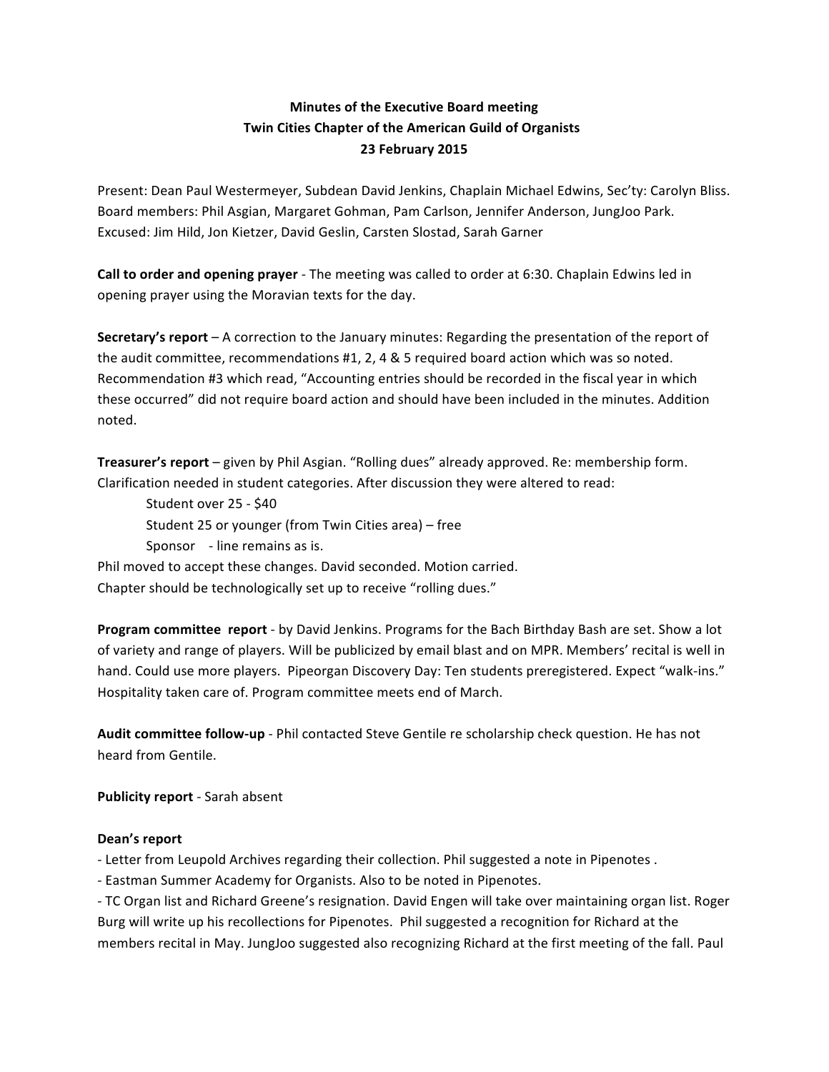**Minutes of the Executive Board meeting**
**Twin Cities Chapter of the American Guild of Organists**
**23 February 2015**

Present: Dean Paul Westermeyer, Subdean David Jenkins, Chaplain Michael Edwins, Sec'ty: Carolyn Bliss. Board members: Phil Asgian, Margaret Gohman, Pam Carlson, Jennifer Anderson, JungJoo Park. Excused: Jim Hild, Jon Kietzer, David Geslin, Carsten Slostad, Sarah Garner

**Call to order and opening prayer** - The meeting was called to order at 6:30. Chaplain Edwins led in opening prayer using the Moravian texts for the day.

**Secretary's report** – A correction to the January minutes: Regarding the presentation of the report of the audit committee, recommendations #1, 2, 4 & 5 required board action which was so noted. Recommendation #3 which read, "Accounting entries should be recorded in the fiscal year in which these occurred" did not require board action and should have been included in the minutes. Addition noted.

**Treasurer's report** – given by Phil Asgian. "Rolling dues" already approved. Re: membership form. Clarification needed in student categories. After discussion they were altered to read:

Student over 25 - $40
Student 25 or younger (from Twin Cities area) – free
Sponsor - line remains as is.

Phil moved to accept these changes. David seconded. Motion carried.
Chapter should be technologically set up to receive "rolling dues."

**Program committee report** - by David Jenkins. Programs for the Bach Birthday Bash are set. Show a lot of variety and range of players. Will be publicized by email blast and on MPR. Members' recital is well in hand. Could use more players. Pipeorgan Discovery Day: Ten students preregistered. Expect "walk-ins." Hospitality taken care of. Program committee meets end of March.

**Audit committee follow-up** - Phil contacted Steve Gentile re scholarship check question. He has not heard from Gentile.

**Publicity report** - Sarah absent

**Dean's report**

- Letter from Leupold Archives regarding their collection. Phil suggested a note in Pipenotes .
- Eastman Summer Academy for Organists. Also to be noted in Pipenotes.
- TC Organ list and Richard Greene's resignation. David Engen will take over maintaining organ list. Roger Burg will write up his recollections for Pipenotes. Phil suggested a recognition for Richard at the members recital in May. JungJoo suggested also recognizing Richard at the first meeting of the fall. Paul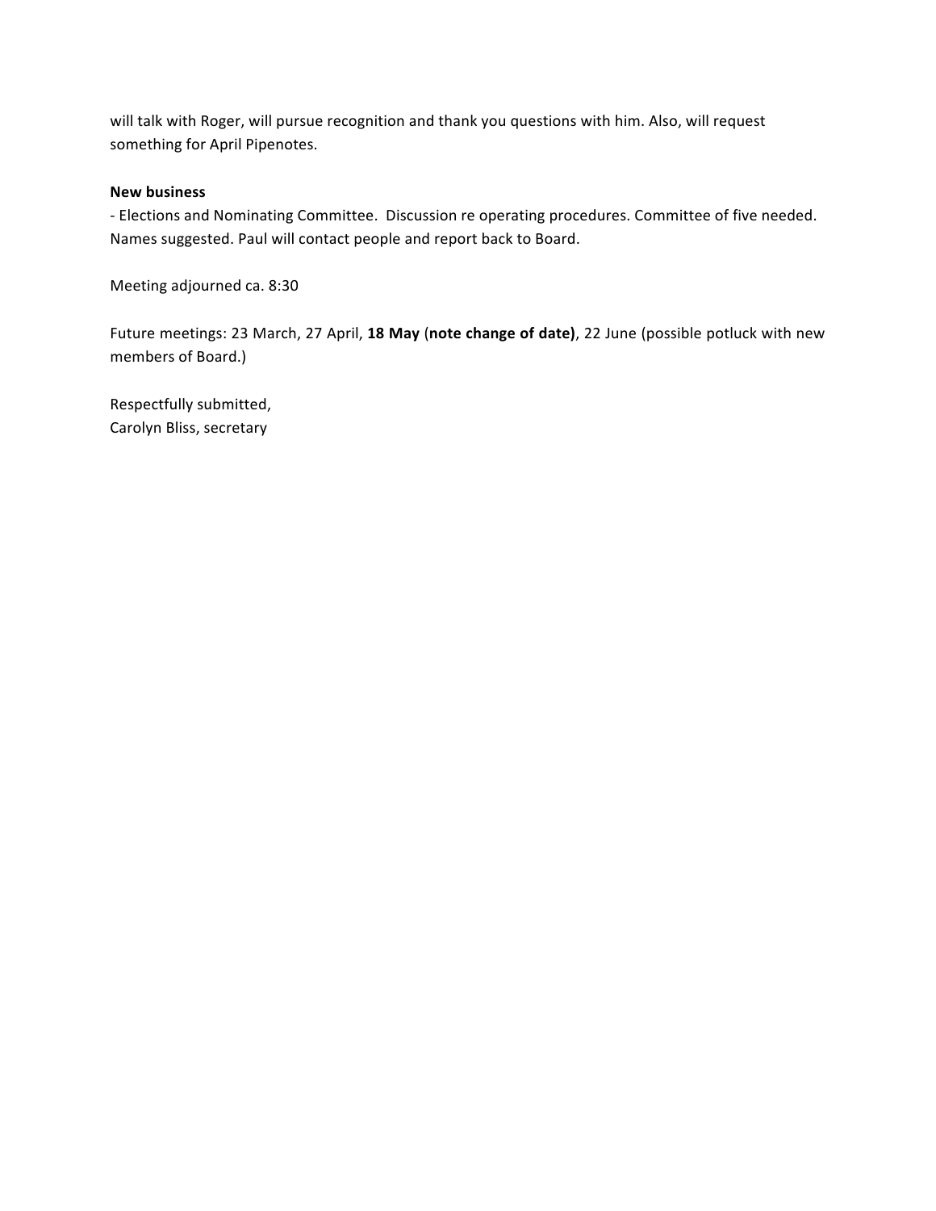will talk with Roger, will pursue recognition and thank you questions with him. Also, will request something for April Pipenotes.

**New business**

- Elections and Nominating Committee.  Discussion re operating procedures. Committee of five needed. Names suggested. Paul will contact people and report back to Board.

Meeting adjourned ca. 8:30

Future meetings: 23 March, 27 April, **18 May** (**note change of date)**, 22 June (possible potluck with new members of Board.)

Respectfully submitted,
Carolyn Bliss, secretary